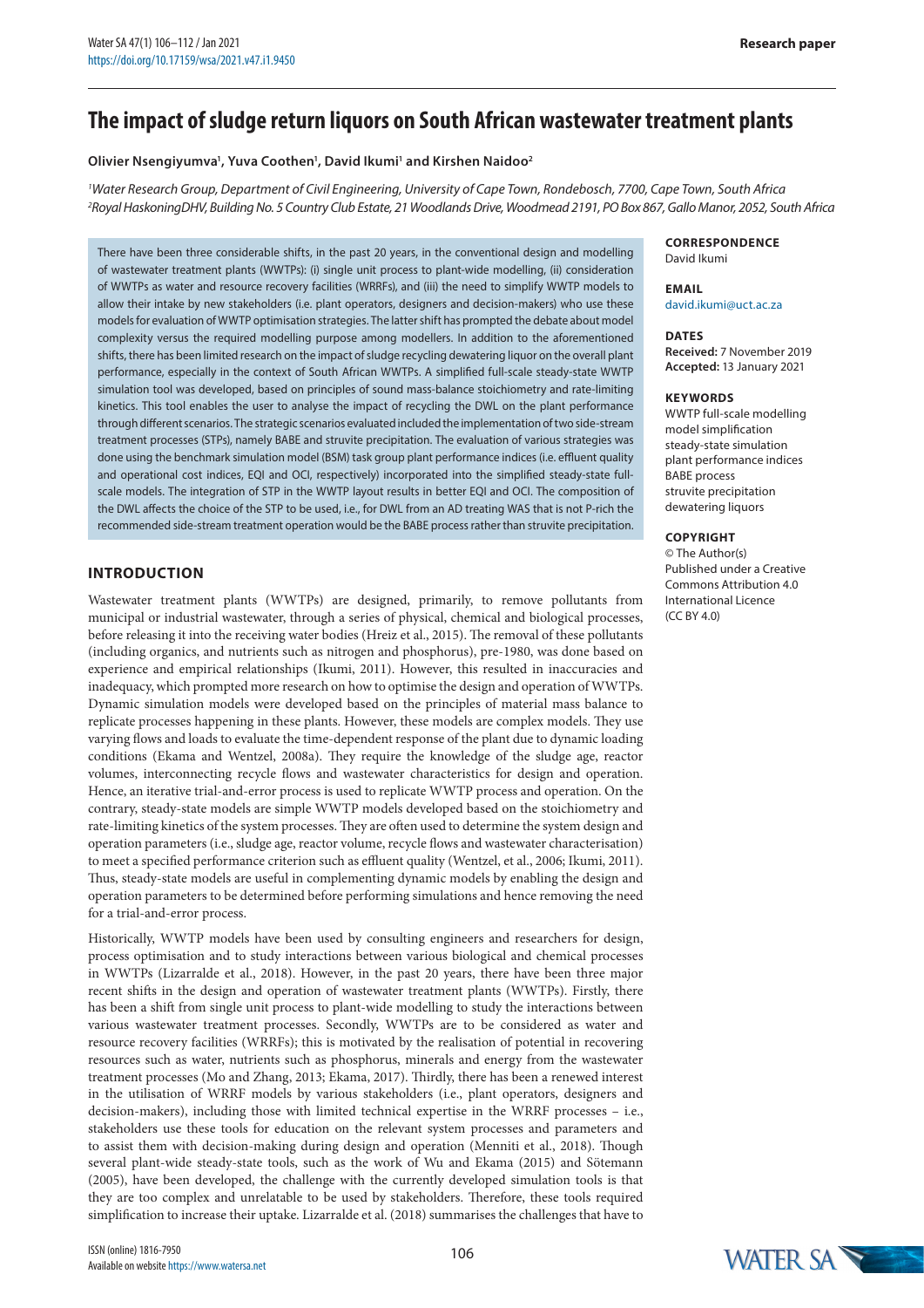# The impact of sludge return liquors on South African wastewater treatment plants

**Olivier Nsengiyumva[1], Yuva Coothen[1], David Ikumi[1] and Kirshen Naidoo[2]**

*[1]Water Research Group, Department of Civil Engineering, University of Cape Town, Rondebosch, 7700, Cape Town, South Africa*
*[2]Royal HaskoningDHV, Building No. 5 Country Club Estate, 21 Woodlands Drive, Woodmead 2191, PO Box 867, Gallo Manor, 2052, South Africa*

There have been three considerable shifts, in the past 20 years, in the conventional design and modelling of wastewater treatment plants (WWTPs): (i) single unit process to plant-wide modelling, (ii) consideration of WWTPs as water and resource recovery facilities (WRRFs), and (iii) the need to simplify WWTP models to allow their intake by new stakeholders (i.e. plant operators, designers and decision-makers) who use these models for evaluation of WWTP optimisation strategies. The latter shift has prompted the debate about model complexity versus the required modelling purpose among modellers. In addition to the aforementioned shifts, there has been limited research on the impact of sludge recycling dewatering liquor on the overall plant performance, especially in the context of South African WWTPs. A simplified full-scale steady-state WWTP simulation tool was developed, based on principles of sound mass-balance stoichiometry and rate-limiting kinetics. This tool enables the user to analyse the impact of recycling the DWL on the plant performance through different scenarios. The strategic scenarios evaluated included the implementation of two side-stream treatment processes (STPs), namely BABE and struvite precipitation. The evaluation of various strategies was done using the benchmark simulation model (BSM) task group plant performance indices (i.e. effluent quality and operational cost indices, EQI and OCI, respectively) incorporated into the simplified steady-state full-scale models. The integration of STP in the WWTP layout results in better EQI and OCI. The composition of the DWL affects the choice of the STP to be used, i.e., for DWL from an AD treating WAS that is not P-rich the recommended side-stream treatment operation would be the BABE process rather than struvite precipitation.

**CORRESPONDENCE**
David Ikumi

**EMAIL**
david.ikumi@uct.ac.za

**DATES**
**Received:** 7 November 2019
**Accepted:** 13 January 2021

**KEYWORDS**
WWTP full-scale modelling
model simplification
steady-state simulation
plant performance indices
BABE process
struvite precipitation
dewatering liquors

**COPYRIGHT**
© The Author(s)
Published under a Creative Commons Attribution 4.0 International Licence (CC BY 4.0)

## INTRODUCTION

Wastewater treatment plants (WWTPs) are designed, primarily, to remove pollutants from municipal or industrial wastewater, through a series of physical, chemical and biological processes, before releasing it into the receiving water bodies (Hreiz et al., 2015). The removal of these pollutants (including organics, and nutrients such as nitrogen and phosphorus), pre-1980, was done based on experience and empirical relationships (Ikumi, 2011). However, this resulted in inaccuracies and inadequacy, which prompted more research on how to optimise the design and operation of WWTPs. Dynamic simulation models were developed based on the principles of material mass balance to replicate processes happening in these plants. However, these models are complex models. They use varying flows and loads to evaluate the time-dependent response of the plant due to dynamic loading conditions (Ekama and Wentzel, 2008a). They require the knowledge of the sludge age, reactor volumes, interconnecting recycle flows and wastewater characteristics for design and operation. Hence, an iterative trial-and-error process is used to replicate WWTP process and operation. On the contrary, steady-state models are simple WWTP models developed based on the stoichiometry and rate-limiting kinetics of the system processes. They are often used to determine the system design and operation parameters (i.e., sludge age, reactor volume, recycle flows and wastewater characterisation) to meet a specified performance criterion such as effluent quality (Wentzel, et al., 2006; Ikumi, 2011). Thus, steady-state models are useful in complementing dynamic models by enabling the design and operation parameters to be determined before performing simulations and hence removing the need for a trial-and-error process.

Historically, WWTP models have been used by consulting engineers and researchers for design, process optimisation and to study interactions between various biological and chemical processes in WWTPs (Lizarralde et al., 2018). However, in the past 20 years, there have been three major recent shifts in the design and operation of wastewater treatment plants (WWTPs). Firstly, there has been a shift from single unit process to plant-wide modelling to study the interactions between various wastewater treatment processes. Secondly, WWTPs are to be considered as water and resource recovery facilities (WRRFs); this is motivated by the realisation of potential in recovering resources such as water, nutrients such as phosphorus, minerals and energy from the wastewater treatment processes (Mo and Zhang, 2013; Ekama, 2017). Thirdly, there has been a renewed interest in the utilisation of WRRF models by various stakeholders (i.e., plant operators, designers and decision-makers), including those with limited technical expertise in the WRRF processes – i.e., stakeholders use these tools for education on the relevant system processes and parameters and to assist them with decision-making during design and operation (Menniti et al., 2018). Though several plant-wide steady-state tools, such as the work of Wu and Ekama (2015) and Sötemann (2005), have been developed, the challenge with the currently developed simulation tools is that they are too complex and unrelatable to be used by stakeholders. Therefore, these tools required simplification to increase their uptake. Lizarralde et al. (2018) summarises the challenges that have to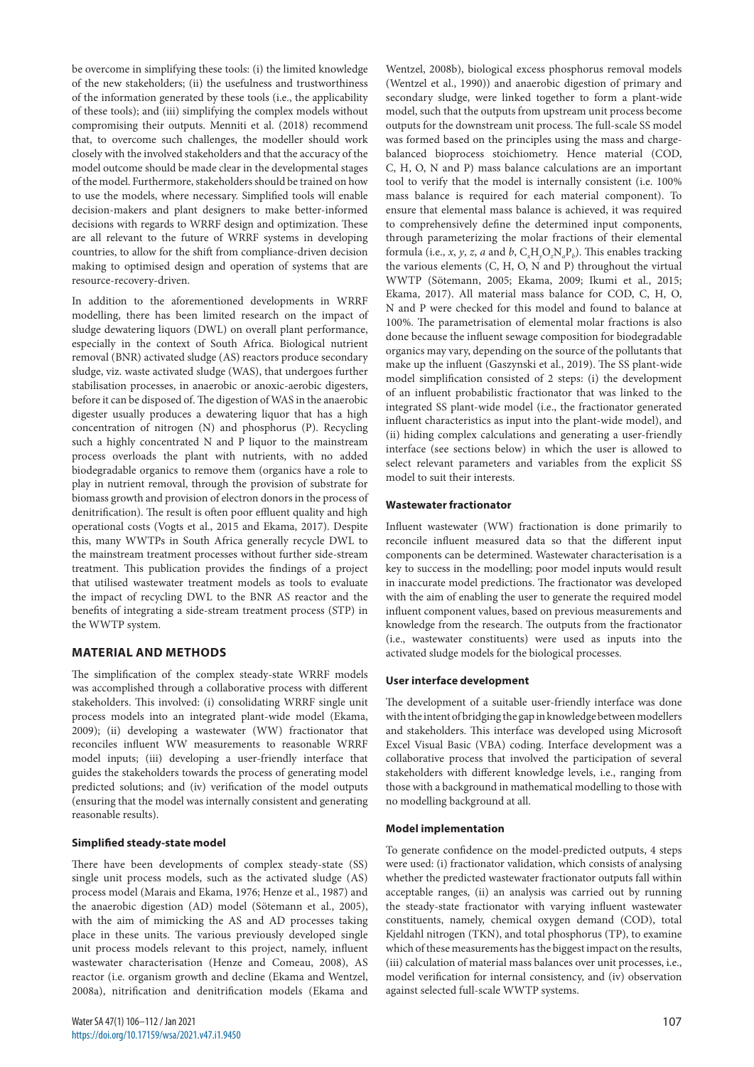be overcome in simplifying these tools: (i) the limited knowledge of the new stakeholders; (ii) the usefulness and trustworthiness of the information generated by these tools (i.e., the applicability of these tools); and (iii) simplifying the complex models without compromising their outputs. Menniti et al. (2018) recommend that, to overcome such challenges, the modeller should work closely with the involved stakeholders and that the accuracy of the model outcome should be made clear in the developmental stages of the model. Furthermore, stakeholders should be trained on how to use the models, where necessary. Simplified tools will enable decision-makers and plant designers to make better-informed decisions with regards to WRRF design and optimization. These are all relevant to the future of WRRF systems in developing countries, to allow for the shift from compliance-driven decision making to optimised design and operation of systems that are resource-recovery-driven.

In addition to the aforementioned developments in WRRF modelling, there has been limited research on the impact of sludge dewatering liquors (DWL) on overall plant performance, especially in the context of South Africa. Biological nutrient removal (BNR) activated sludge (AS) reactors produce secondary sludge, viz. waste activated sludge (WAS), that undergoes further stabilisation processes, in anaerobic or anoxic-aerobic digesters, before it can be disposed of. The digestion of WAS in the anaerobic digester usually produces a dewatering liquor that has a high concentration of nitrogen (N) and phosphorus (P). Recycling such a highly concentrated N and P liquor to the mainstream process overloads the plant with nutrients, with no added biodegradable organics to remove them (organics have a role to play in nutrient removal, through the provision of substrate for biomass growth and provision of electron donors in the process of denitrification). The result is often poor effluent quality and high operational costs (Vogts et al., 2015 and Ekama, 2017). Despite this, many WWTPs in South Africa generally recycle DWL to the mainstream treatment processes without further side-stream treatment. This publication provides the findings of a project that utilised wastewater treatment models as tools to evaluate the impact of recycling DWL to the BNR AS reactor and the benefits of integrating a side-stream treatment process (STP) in the WWTP system.

## MATERIAL AND METHODS

The simplification of the complex steady-state WRRF models was accomplished through a collaborative process with different stakeholders. This involved: (i) consolidating WRRF single unit process models into an integrated plant-wide model (Ekama, 2009); (ii) developing a wastewater (WW) fractionator that reconciles influent WW measurements to reasonable WRRF model inputs; (iii) developing a user-friendly interface that guides the stakeholders towards the process of generating model predicted solutions; and (iv) verification of the model outputs (ensuring that the model was internally consistent and generating reasonable results).

### Simplified steady-state model

There have been developments of complex steady-state (SS) single unit process models, such as the activated sludge (AS) process model (Marais and Ekama, 1976; Henze et al., 1987) and the anaerobic digestion (AD) model (Sötemann et al., 2005), with the aim of mimicking the AS and AD processes taking place in these units. The various previously developed single unit process models relevant to this project, namely, influent wastewater characterisation (Henze and Comeau, 2008), AS reactor (i.e. organism growth and decline (Ekama and Wentzel, 2008a), nitrification and denitrification models (Ekama and Wentzel, 2008b), biological excess phosphorus removal models (Wentzel et al., 1990)) and anaerobic digestion of primary and secondary sludge, were linked together to form a plant-wide model, such that the outputs from upstream unit process become outputs for the downstream unit process. The full-scale SS model was formed based on the principles using the mass and charge-balanced bioprocess stoichiometry. Hence material (COD, C, H, O, N and P) mass balance calculations are an important tool to verify that the model is internally consistent (i.e. 100% mass balance is required for each material component). To ensure that elemental mass balance is achieved, it was required to comprehensively define the determined input components, through parameterizing the molar fractions of their elemental formula (i.e., *x*, *y*, *z*, *a* and *b*, $C_xH_yO_zN_aP_b$). This enables tracking the various elements (C, H, O, N and P) throughout the virtual WWTP (Sötemann, 2005; Ekama, 2009; Ikumi et al., 2015; Ekama, 2017). All material mass balance for COD, C, H, O, N and P were checked for this model and found to balance at 100%. The parametrisation of elemental molar fractions is also done because the influent sewage composition for biodegradable organics may vary, depending on the source of the pollutants that make up the influent (Gaszynski et al., 2019). The SS plant-wide model simplification consisted of 2 steps: (i) the development of an influent probabilistic fractionator that was linked to the integrated SS plant-wide model (i.e., the fractionator generated influent characteristics as input into the plant-wide model), and (ii) hiding complex calculations and generating a user-friendly interface (see sections below) in which the user is allowed to select relevant parameters and variables from the explicit SS model to suit their interests.

### Wastewater fractionator

Influent wastewater (WW) fractionation is done primarily to reconcile influent measured data so that the different input components can be determined. Wastewater characterisation is a key to success in the modelling; poor model inputs would result in inaccurate model predictions. The fractionator was developed with the aim of enabling the user to generate the required model influent component values, based on previous measurements and knowledge from the research. The outputs from the fractionator (i.e., wastewater constituents) were used as inputs into the activated sludge models for the biological processes.

### User interface development

The development of a suitable user-friendly interface was done with the intent of bridging the gap in knowledge between modellers and stakeholders. This interface was developed using Microsoft Excel Visual Basic (VBA) coding. Interface development was a collaborative process that involved the participation of several stakeholders with different knowledge levels, i.e., ranging from those with a background in mathematical modelling to those with no modelling background at all.

### Model implementation

To generate confidence on the model-predicted outputs, 4 steps were used: (i) fractionator validation, which consists of analysing whether the predicted wastewater fractionator outputs fall within acceptable ranges, (ii) an analysis was carried out by running the steady-state fractionator with varying influent wastewater constituents, namely, chemical oxygen demand (COD), total Kjeldahl nitrogen (TKN), and total phosphorus (TP), to examine which of these measurements has the biggest impact on the results, (iii) calculation of material mass balances over unit processes, i.e., model verification for internal consistency, and (iv) observation against selected full-scale WWTP systems.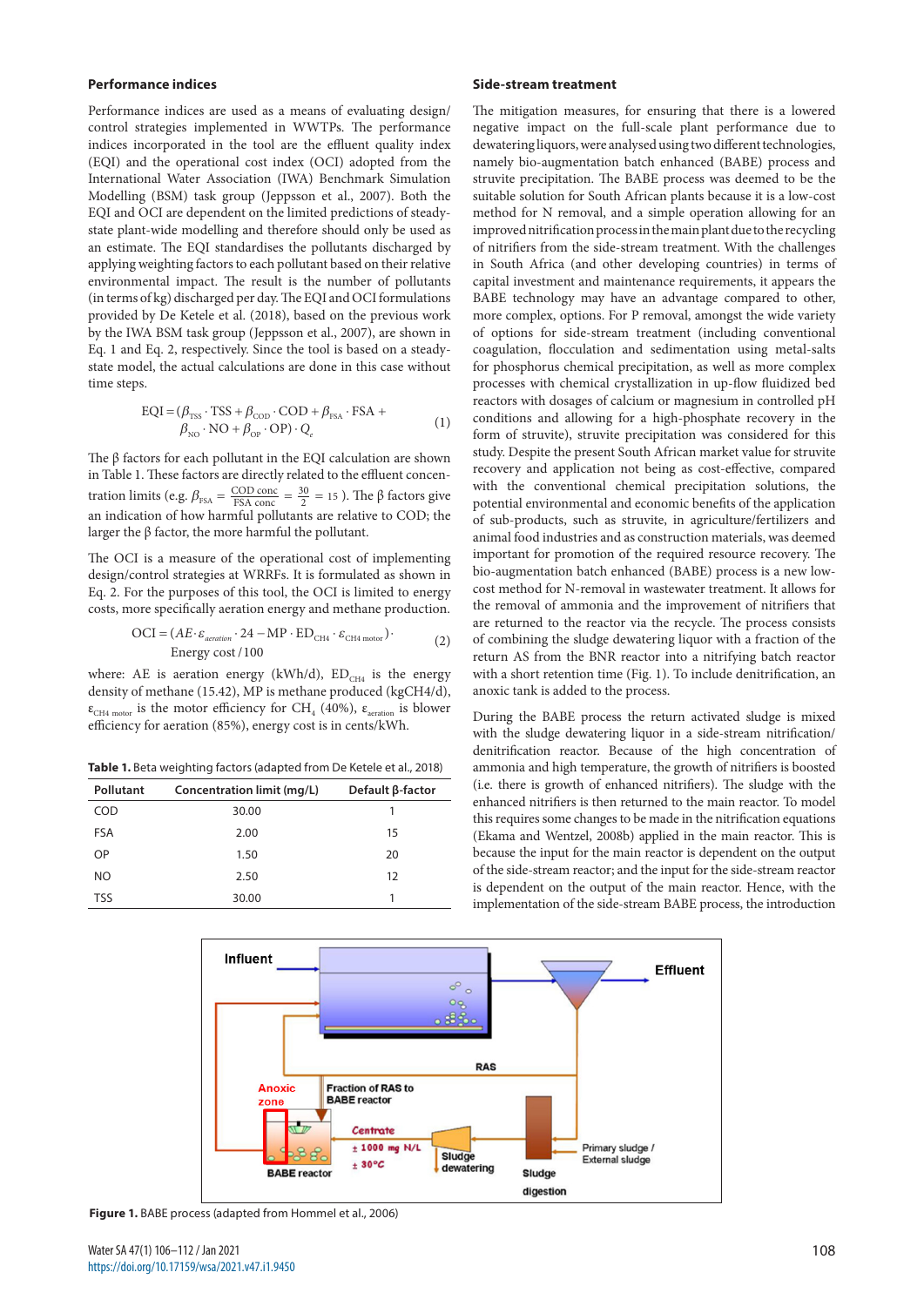## Performance indices

Performance indices are used as a means of evaluating design/control strategies implemented in WWTPs. The performance indices incorporated in the tool are the effluent quality index (EQI) and the operational cost index (OCI) adopted from the International Water Association (IWA) Benchmark Simulation Modelling (BSM) task group (Jeppsson et al., 2007). Both the EQI and OCI are dependent on the limited predictions of steady-state plant-wide modelling and therefore should only be used as an estimate. The EQI standardises the pollutants discharged by applying weighting factors to each pollutant based on their relative environmental impact. The result is the number of pollutants (in terms of kg) discharged per day. The EQI and OCI formulations provided by De Ketele et al. (2018), based on the previous work by the IWA BSM task group (Jeppsson et al., 2007), are shown in Eq. 1 and Eq. 2, respectively. Since the tool is based on a steady-state model, the actual calculations are done in this case without time steps.

$$EQI = (\beta_{TSS} \cdot TSS + \beta_{COD} \cdot COD + \beta_{FSA} \cdot FSA + \beta_{NO} \cdot NO + \beta_{OP} \cdot OP) \cdot Q_e \quad (1)$$

The β factors for each pollutant in the EQI calculation are shown in Table 1. These factors are directly related to the effluent concentration limits (e.g. $\beta_{FSA} = \frac{\text{COD conc}}{\text{FSA conc}} = \frac{30}{2} = 15$ ). The β factors give an indication of how harmful pollutants are relative to COD; the larger the β factor, the more harmful the pollutant.

The OCI is a measure of the operational cost of implementing design/control strategies at WRRFs. It is formulated as shown in Eq. 2. For the purposes of this tool, the OCI is limited to energy costs, more specifically aeration energy and methane production.

$$OCI = (AE \cdot \varepsilon_{aeration} \cdot 24 - MP \cdot ED_{CH4} \cdot \varepsilon_{CH4\ motor}) \cdot \text{Energy cost}/100 \quad (2)$$

where: AE is aeration energy (kWh/d), $ED_{CH4}$ is the energy density of methane (15.42), MP is methane produced (kgCH4/d), $\varepsilon_{CH4\ motor}$ is the motor efficiency for $CH_4$ (40%), $\varepsilon_{aeration}$ is blower efficiency for aeration (85%), energy cost is in cents/kWh.

**Table 1.** Beta weighting factors (adapted from De Ketele et al., 2018)

| Pollutant | Concentration limit (mg/L) | Default β-factor |
|---|---|---|
| COD | 30.00 | 1 |
| FSA | 2.00 | 15 |
| OP | 1.50 | 20 |
| NO | 2.50 | 12 |
| TSS | 30.00 | 1 |

## Side-stream treatment

The mitigation measures, for ensuring that there is a lowered negative impact on the full-scale plant performance due to dewatering liquors, were analysed using two different technologies, namely bio-augmentation batch enhanced (BABE) process and struvite precipitation. The BABE process was deemed to be the suitable solution for South African plants because it is a low-cost method for N removal, and a simple operation allowing for an improved nitrification process in the main plant due to the recycling of nitrifiers from the side-stream treatment. With the challenges in South Africa (and other developing countries) in terms of capital investment and maintenance requirements, it appears the BABE technology may have an advantage compared to other, more complex, options. For P removal, amongst the wide variety of options for side-stream treatment (including conventional coagulation, flocculation and sedimentation using metal-salts for phosphorus chemical precipitation, as well as more complex processes with chemical crystallization in up-flow fluidized bed reactors with dosages of calcium or magnesium in controlled pH conditions and allowing for a high-phosphate recovery in the form of struvite), struvite precipitation was considered for this study. Despite the present South African market value for struvite recovery and application not being as cost-effective, compared with the conventional chemical precipitation solutions, the potential environmental and economic benefits of the application of sub-products, such as struvite, in agriculture/fertilizers and animal food industries and as construction materials, was deemed important for promotion of the required resource recovery. The bio-augmentation batch enhanced (BABE) process is a new low-cost method for N-removal in wastewater treatment. It allows for the removal of ammonia and the improvement of nitrifiers that are returned to the reactor via the recycle. The process consists of combining the sludge dewatering liquor with a fraction of the return AS from the BNR reactor into a nitrifying batch reactor with a short retention time (Fig. 1). To include denitrification, an anoxic tank is added to the process.

During the BABE process the return activated sludge is mixed with the sludge dewatering liquor in a side-stream nitrification/denitrification reactor. Because of the high concentration of ammonia and high temperature, the growth of nitrifiers is boosted (i.e. there is growth of enhanced nitrifiers). The sludge with the enhanced nitrifiers is then returned to the main reactor. To model this requires some changes to be made in the nitrification equations (Ekama and Wentzel, 2008b) applied in the main reactor. This is because the input for the main reactor is dependent on the output of the side-stream reactor; and the input for the side-stream reactor is dependent on the output of the main reactor. Hence, with the implementation of the side-stream BABE process, the introduction

Influent
Effluent
RAS
Anoxic zone
Fraction of RAS to BABE reactor
Centrate
± 1000 mg N/L
± 30°C
BABE reactor
Sludge dewatering
Sludge digestion
Primary sludge / External sludge

**Figure 1.** BABE process (adapted from Hommel et al., 2006)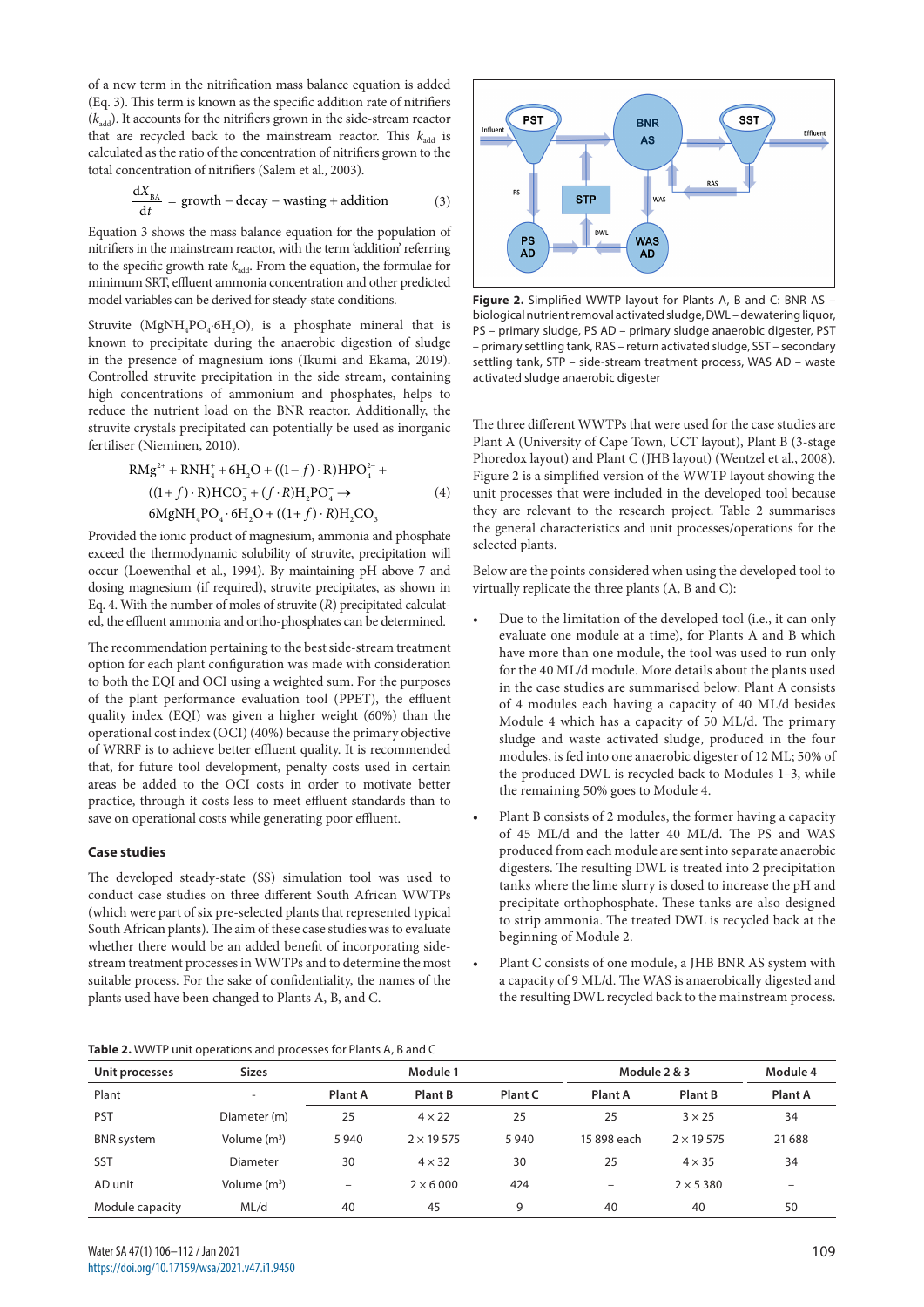of a new term in the nitrification mass balance equation is added (Eq. 3). This term is known as the specific addition rate of nitrifiers ($k_{add}$). It accounts for the nitrifiers grown in the side-stream reactor that are recycled back to the mainstream reactor. This $k_{add}$ is calculated as the ratio of the concentration of nitrifiers grown to the total concentration of nitrifiers (Salem et al., 2003).

$$\frac{dX_{BA}}{dt} = \text{growth} - \text{decay} - \text{wasting} + \text{addition} \tag{3}$$

Equation 3 shows the mass balance equation for the population of nitrifiers in the mainstream reactor, with the term 'addition' referring to the specific growth rate $k_{add}$. From the equation, the formulae for minimum SRT, effluent ammonia concentration and other predicted model variables can be derived for steady-state conditions.

Struvite ($MgNH_4PO_4{\cdot}6H_2O$), is a phosphate mineral that is known to precipitate during the anaerobic digestion of sludge in the presence of magnesium ions (Ikumi and Ekama, 2019). Controlled struvite precipitation in the side stream, containing high concentrations of ammonium and phosphates, helps to reduce the nutrient load on the BNR reactor. Additionally, the struvite crystals precipitated can potentially be used as inorganic fertiliser (Nieminen, 2010).

$$\begin{aligned} &RMg^{2+} + RNH_4^+ + 6H_2O + ((1-f)\cdot R)HPO_4^{2-} + \\ &((1+f)\cdot R)HCO_3^- + (f\cdot R)H_2PO_4^- \rightarrow \\ &6MgNH_4PO_4\cdot 6H_2O + ((1+f)\cdot R)H_2CO_3 \end{aligned} \tag{4}$$

Provided the ionic product of magnesium, ammonia and phosphate exceed the thermodynamic solubility of struvite, precipitation will occur (Loewenthal et al., 1994). By maintaining pH above 7 and dosing magnesium (if required), struvite precipitates, as shown in Eq. 4. With the number of moles of struvite ($R$) precipitated calculated, the effluent ammonia and ortho-phosphates can be determined.

The recommendation pertaining to the best side-stream treatment option for each plant configuration was made with consideration to both the EQI and OCI using a weighted sum. For the purposes of the plant performance evaluation tool (PPET), the effluent quality index (EQI) was given a higher weight (60%) than the operational cost index (OCI) (40%) because the primary objective of WRRF is to achieve better effluent quality. It is recommended that, for future tool development, penalty costs used in certain areas be added to the OCI costs to motivate better practice, through it costs less to meet effluent standards than to save on operational costs while generating poor effluent.

### Case studies

The developed steady-state (SS) simulation tool was used to conduct case studies on three different South African WWTPs (which were part of six pre-selected plants that represented typical South African plants). The aim of these case studies was to evaluate whether there would be an added benefit of incorporating side-stream treatment processes in WWTPs and to determine the most suitable process. For the sake of confidentiality, the names of the plants used have been changed to Plants A, B, and C.

Influent
PST
PS
PS AD
STP
DWL
BNR AS
WAS
WAS AD
RAS
SST
Effluent

**Figure 2.** Simplified WWTP layout for Plants A, B and C: BNR AS – biological nutrient removal activated sludge, DWL – dewatering liquor, PS – primary sludge, PS AD – primary sludge anaerobic digester, PST – primary settling tank, RAS – return activated sludge, SST – secondary settling tank, STP – side-stream treatment process, WAS AD – waste activated sludge anaerobic digester

The three different WWTPs that were used for the case studies are Plant A (University of Cape Town, UCT layout), Plant B (3-stage Phoredox layout) and Plant C (JHB layout) (Wentzel et al., 2008). Figure 2 is a simplified version of the WWTP layout showing the unit processes that were included in the developed tool because they are relevant to the research project. Table 2 summarises the general characteristics and unit processes/operations for the selected plants.

Below are the points considered when using the developed tool to virtually replicate the three plants (A, B and C):

- Due to the limitation of the developed tool (i.e., it can only evaluate one module at a time), for Plants A and B which have more than one module, the tool was used to run only for the 40 ML/d module. More details about the plants used in the case studies are summarised below: Plant A consists of 4 modules each having a capacity of 40 ML/d besides Module 4 which has a capacity of 50 ML/d. The primary sludge and waste activated sludge, produced in the four modules, is fed into one anaerobic digester of 12 ML; 50% of the produced DWL is recycled back to Modules 1–3, while the remaining 50% goes to Module 4.
- Plant B consists of 2 modules, the former having a capacity of 45 ML/d and the latter 40 ML/d. The PS and WAS produced from each module are sent into separate anaerobic digesters. The resulting DWL is treated into 2 precipitation tanks where the lime slurry is dosed to increase the pH and precipitate orthophosphate. These tanks are also designed to strip ammonia. The treated DWL is recycled back at the beginning of Module 2.
- Plant C consists of one module, a JHB BNR AS system with a capacity of 9 ML/d. The WAS is anaerobically digested and the resulting DWL recycled back to the mainstream process.

**Table 2.** WWTP unit operations and processes for Plants A, B and C

| Unit processes | Sizes | Module 1 | | | Module 2 & 3 | | Module 4 |
|---|---|---|---|---|---|---|---|
| Plant | - | Plant A | Plant B | Plant C | Plant A | Plant B | Plant A |
| PST | Diameter (m) | 25 | 4 × 22 | 25 | 25 | 3 × 25 | 34 |
| BNR system | Volume (m³) | 5 940 | 2 × 19 575 | 5 940 | 15 898 each | 2 × 19 575 | 21 688 |
| SST | Diameter | 30 | 4 × 32 | 30 | 25 | 4 × 35 | 34 |
| AD unit | Volume (m³) | – | 2 × 6 000 | 424 | – | 2 × 5 380 | – |
| Module capacity | ML/d | 40 | 45 | 9 | 40 | 40 | 50 |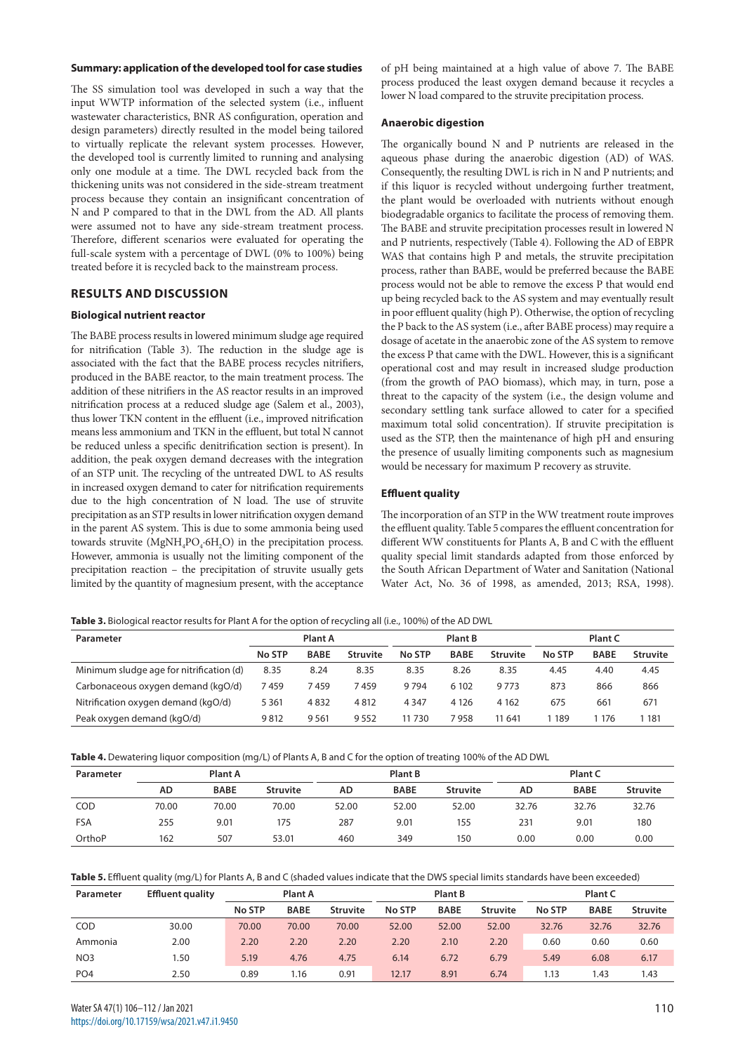### Summary: application of the developed tool for case studies

The SS simulation tool was developed in such a way that the input WWTP information of the selected system (i.e., influent wastewater characteristics, BNR AS configuration, operation and design parameters) directly resulted in the model being tailored to virtually replicate the relevant system processes. However, the developed tool is currently limited to running and analysing only one module at a time. The DWL recycled back from the thickening units was not considered in the side-stream treatment process because they contain an insignificant concentration of N and P compared to that in the DWL from the AD. All plants were assumed not to have any side-stream treatment process. Therefore, different scenarios were evaluated for operating the full-scale system with a percentage of DWL (0% to 100%) being treated before it is recycled back to the mainstream process.

## RESULTS AND DISCUSSION

### Biological nutrient reactor

The BABE process results in lowered minimum sludge age required for nitrification (Table 3). The reduction in the sludge age is associated with the fact that the BABE process recycles nitrifiers, produced in the BABE reactor, to the main treatment process. The addition of these nitrifiers in the AS reactor results in an improved nitrification process at a reduced sludge age (Salem et al., 2003), thus lower TKN content in the effluent (i.e., improved nitrification means less ammonium and TKN in the effluent, but total N cannot be reduced unless a specific denitrification section is present). In addition, the peak oxygen demand decreases with the integration of an STP unit. The recycling of the untreated DWL to AS results in increased oxygen demand to cater for nitrification requirements due to the high concentration of N load. The use of struvite precipitation as an STP results in lower nitrification oxygen demand in the parent AS system. This is due to some ammonia being used towards struvite ($MgNH_4PO_4{\cdot}6H_2O$) in the precipitation process. However, ammonia is usually not the limiting component of the precipitation reaction – the precipitation of struvite usually gets limited by the quantity of magnesium present, with the acceptance of pH being maintained at a high value of above 7. The BABE process produced the least oxygen demand because it recycles a lower N load compared to the struvite precipitation process.

### Anaerobic digestion

The organically bound N and P nutrients are released in the aqueous phase during the anaerobic digestion (AD) of WAS. Consequently, the resulting DWL is rich in N and P nutrients; and if this liquor is recycled without undergoing further treatment, the plant would be overloaded with nutrients without enough biodegradable organics to facilitate the process of removing them. The BABE and struvite precipitation processes result in lowered N and P nutrients, respectively (Table 4). Following the AD of EBPR WAS that contains high P and metals, the struvite precipitation process, rather than BABE, would be preferred because the BABE process would not be able to remove the excess P that would end up being recycled back to the AS system and may eventually result in poor effluent quality (high P). Otherwise, the option of recycling the P back to the AS system (i.e., after BABE process) may require a dosage of acetate in the anaerobic zone of the AS system to remove the excess P that came with the DWL. However, this is a significant operational cost and may result in increased sludge production (from the growth of PAO biomass), which may, in turn, pose a threat to the capacity of the system (i.e., the design volume and secondary settling tank surface allowed to cater for a specified maximum total solid concentration). If struvite precipitation is used as the STP, then the maintenance of high pH and ensuring the presence of usually limiting components such as magnesium would be necessary for maximum P recovery as struvite.

### Effluent quality

The incorporation of an STP in the WW treatment route improves the effluent quality. Table 5 compares the effluent concentration for different WW constituents for Plants A, B and C with the effluent quality special limit standards adapted from those enforced by the South African Department of Water and Sanitation (National Water Act, No. 36 of 1998, as amended, 2013; RSA, 1998).

**Table 3.** Biological reactor results for Plant A for the option of recycling all (i.e., 100%) of the AD DWL

| Parameter | Plant A | | | Plant B | | | Plant C | | |
|---|---|---|---|---|---|---|---|---|---|
| | No STP | BABE | Struvite | No STP | BABE | Struvite | No STP | BABE | Struvite |
| Minimum sludge age for nitrification (d) | 8.35 | 8.24 | 8.35 | 8.35 | 8.26 | 8.35 | 4.45 | 4.40 | 4.45 |
| Carbonaceous oxygen demand (kgO/d) | 7 459 | 7 459 | 7 459 | 9 794 | 6 102 | 9 773 | 873 | 866 | 866 |
| Nitrification oxygen demand (kgO/d) | 5 361 | 4 832 | 4 812 | 4 347 | 4 126 | 4 162 | 675 | 661 | 671 |
| Peak oxygen demand (kgO/d) | 9 812 | 9 561 | 9 552 | 11 730 | 7 958 | 11 641 | 1 189 | 1 176 | 1 181 |

**Table 4.** Dewatering liquor composition (mg/L) of Plants A, B and C for the option of treating 100% of the AD DWL

| Parameter | Plant A | | | Plant B | | | Plant C | | |
|---|---|---|---|---|---|---|---|---|---|
| | AD | BABE | Struvite | AD | BABE | Struvite | AD | BABE | Struvite |
| COD | 70.00 | 70.00 | 70.00 | 52.00 | 52.00 | 52.00 | 32.76 | 32.76 | 32.76 |
| FSA | 255 | 9.01 | 175 | 287 | 9.01 | 155 | 231 | 9.01 | 180 |
| OrthoP | 162 | 507 | 53.01 | 460 | 349 | 150 | 0.00 | 0.00 | 0.00 |

**Table 5.** Effluent quality (mg/L) for Plants A, B and C (shaded values indicate that the DWS special limits standards have been exceeded)

| Parameter | Effluent quality | Plant A | | | Plant B | | | Plant C | | |
|---|---|---|---|---|---|---|---|---|---|---|
| | | No STP | BABE | Struvite | No STP | BABE | Struvite | No STP | BABE | Struvite |
| COD | 30.00 | 70.00 | 70.00 | 70.00 | 52.00 | 52.00 | 52.00 | 32.76 | 32.76 | 32.76 |
| Ammonia | 2.00 | 2.20 | 2.20 | 2.20 | 2.20 | 2.10 | 2.20 | 0.60 | 0.60 | 0.60 |
| NO3 | 1.50 | 5.19 | 4.76 | 4.75 | 6.14 | 6.72 | 6.79 | 5.49 | 6.08 | 6.17 |
| PO4 | 2.50 | 0.89 | 1.16 | 0.91 | 12.17 | 8.91 | 6.74 | 1.13 | 1.43 | 1.43 |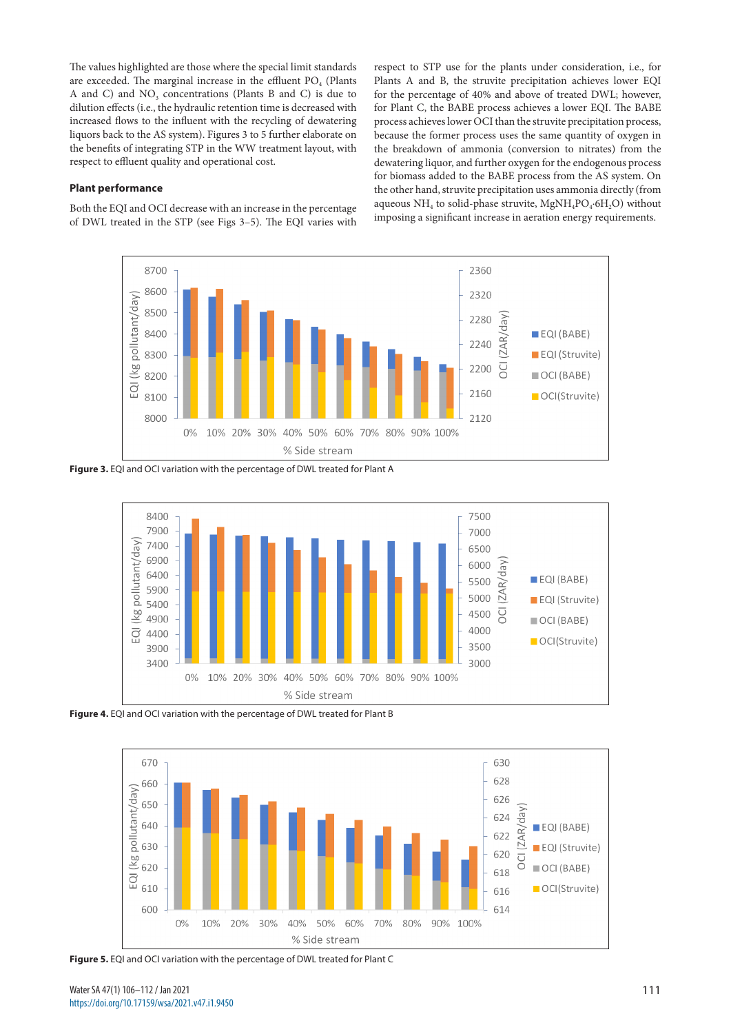The values highlighted are those where the special limit standards are exceeded. The marginal increase in the effluent $PO_4$ (Plants A and C) and $NO_3$ concentrations (Plants B and C) is due to dilution effects (i.e., the hydraulic retention time is decreased with increased flows to the influent with the recycling of dewatering liquors back to the AS system). Figures 3 to 5 further elaborate on the benefits of integrating STP in the WW treatment layout, with respect to effluent quality and operational cost.

## Plant performance

Both the EQI and OCI decrease with an increase in the percentage of DWL treated in the STP (see Figs 3–5). The EQI varies with respect to STP use for the plants under consideration, i.e., for Plants A and B, the struvite precipitation achieves lower EQI for the percentage of 40% and above of treated DWL; however, for Plant C, the BABE process achieves a lower EQI. The BABE process achieves lower OCI than the struvite precipitation process, because the former process uses the same quantity of oxygen in the breakdown of ammonia (conversion to nitrates) from the dewatering liquor, and further oxygen for the endogenous process for biomass added to the BABE process from the AS system. On the other hand, struvite precipitation uses ammonia directly (from aqueous $NH_4$ to solid-phase struvite, $MgNH_4PO_4{\cdot}6H_2O$) without imposing a significant increase in aeration energy requirements.

EQI (kg pollutant/day)
8700
8600
8500
8400
8300
8200
8100
8000
OCI (ZAR/day)
2360
2320
2280
2240
2200
2160
2120
0% 10% 20% 30% 40% 50% 60% 70% 80% 90% 100%
% Side stream
EQI (BABE)
EQI (Struvite)
OCI (BABE)
OCI(Struvite)

**Figure 3.** EQI and OCI variation with the percentage of DWL treated for Plant A

EQI (kg pollutant/day)
8400
7900
7400
6900
6400
5900
5400
4900
4400
3900
3400
OCI (ZAR/day)
7500
7000
6500
6000
5500
5000
4500
4000
3500
3000
0% 10% 20% 30% 40% 50% 60% 70% 80% 90% 100%
% Side stream
EQI (BABE)
EQI (Struvite)
OCI (BABE)
OCI(Struvite)

**Figure 4.** EQI and OCI variation with the percentage of DWL treated for Plant B

EQI (kg pollutant/day)
670
660
650
640
630
620
610
600
OCI (ZAR/day)
630
628
626
624
622
620
618
616
614
0% 10% 20% 30% 40% 50% 60% 70% 80% 90% 100%
% Side stream
EQI (BABE)
EQI (Struvite)
OCI (BABE)
OCI(Struvite)

**Figure 5.** EQI and OCI variation with the percentage of DWL treated for Plant C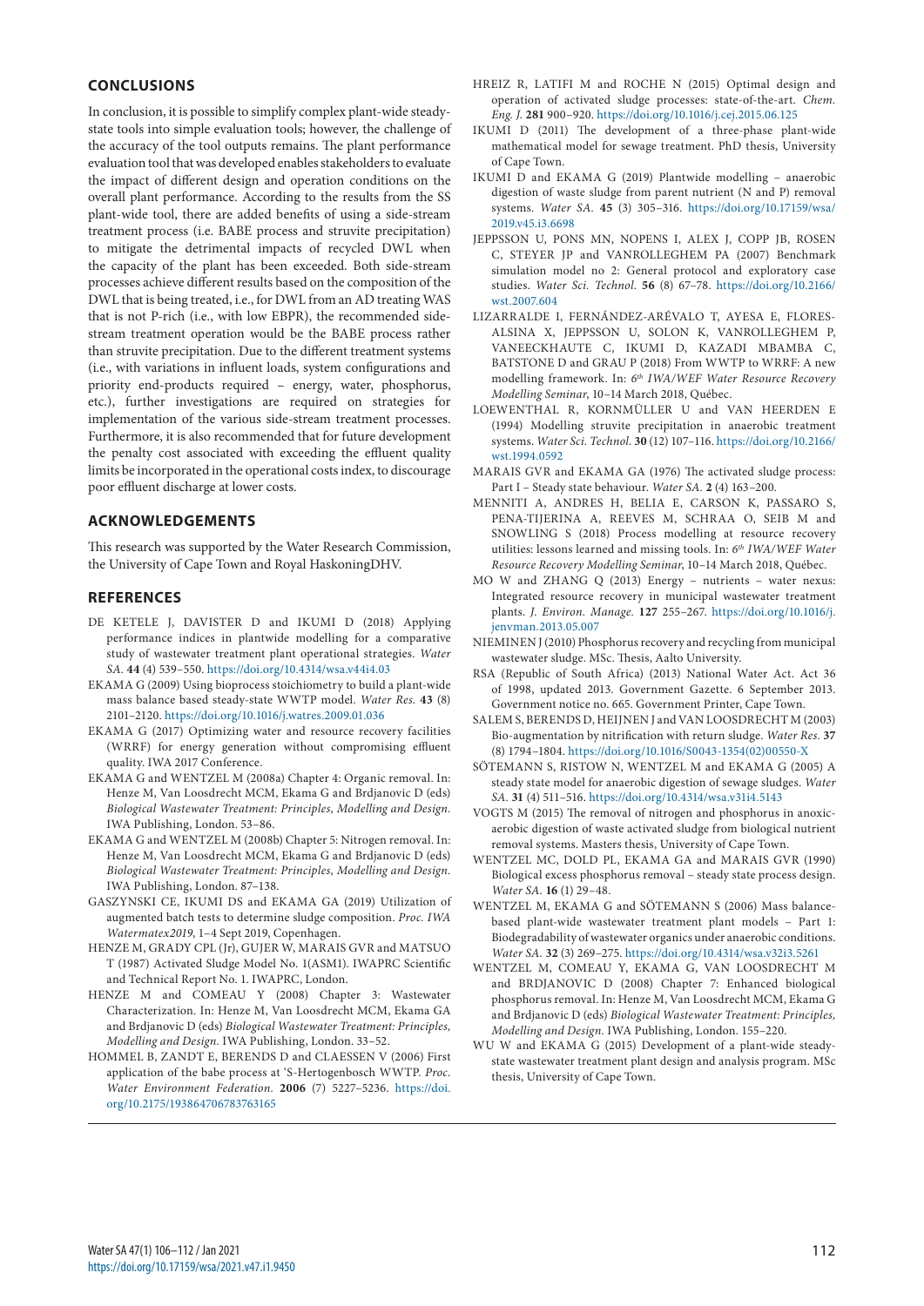## CONCLUSIONS

In conclusion, it is possible to simplify complex plant-wide steady-state tools into simple evaluation tools; however, the challenge of the accuracy of the tool outputs remains. The plant performance evaluation tool that was developed enables stakeholders to evaluate the impact of different design and operation conditions on the overall plant performance. According to the results from the SS plant-wide tool, there are added benefits of using a side-stream treatment process (i.e. BABE process and struvite precipitation) to mitigate the detrimental impacts of recycled DWL when the capacity of the plant has been exceeded. Both side-stream processes achieve different results based on the composition of the DWL that is being treated, i.e., for DWL from an AD treating WAS that is not P-rich (i.e., with low EBPR), the recommended side-stream treatment operation would be the BABE process rather than struvite precipitation. Due to the different treatment systems (i.e., with variations in influent loads, system configurations and priority end-products required – energy, water, phosphorus, etc.), further investigations are required on strategies for implementation of the various side-stream treatment processes. Furthermore, it is also recommended that for future development the penalty cost associated with exceeding the effluent quality limits be incorporated in the operational costs index, to discourage poor effluent discharge at lower costs.

## ACKNOWLEDGEMENTS

This research was supported by the Water Research Commission, the University of Cape Town and Royal HaskoningDHV.

## REFERENCES

DE KETELE J, DAVISTER D and IKUMI D (2018) Applying performance indices in plantwide modelling for a comparative study of wastewater treatment plant operational strategies. *Water SA*. **44** (4) 539–550. https://doi.org/10.4314/wsa.v44i4.03

EKAMA G (2009) Using bioprocess stoichiometry to build a plant-wide mass balance based steady-state WWTP model. *Water Res.* **43** (8) 2101–2120. https://doi.org/10.1016/j.watres.2009.01.036

EKAMA G (2017) Optimizing water and resource recovery facilities (WRRF) for energy generation without compromising effluent quality. IWA 2017 Conference.

EKAMA G and WENTZEL M (2008a) Chapter 4: Organic removal. In: Henze M, Van Loosdrecht MCM, Ekama G and Brdjanovic D (eds) *Biological Wastewater Treatment: Principles, Modelling and Design*. IWA Publishing, London. 53–86.

EKAMA G and WENTZEL M (2008b) Chapter 5: Nitrogen removal. In: Henze M, Van Loosdrecht MCM, Ekama G and Brdjanovic D (eds) *Biological Wastewater Treatment: Principles, Modelling and Design*. IWA Publishing, London. 87–138.

GASZYNSKI CE, IKUMI DS and EKAMA GA (2019) Utilization of augmented batch tests to determine sludge composition. *Proc. IWA Watermatex2019*, 1–4 Sept 2019, Copenhagen.

HENZE M, GRADY CPL (Jr), GUJER W, MARAIS GVR and MATSUO T (1987) Activated Sludge Model No. 1(ASM1). IWAPRC Scientific and Technical Report No. 1. IWAPRC, London.

HENZE M and COMEAU Y (2008) Chapter 3: Wastewater Characterization. In: Henze M, Van Loosdrecht MCM, Ekama GA and Brdjanovic D (eds) *Biological Wastewater Treatment: Principles, Modelling and Design*. IWA Publishing, London. 33–52.

HOMMEL B, ZANDT E, BERENDS D and CLAESSEN V (2006) First application of the babe process at 'S-Hertogenbosch WWTP. *Proc. Water Environment Federation.* **2006** (7) 5227–5236. https://doi.org/10.2175/193864706783763165

HREIZ R, LATIFI M and ROCHE N (2015) Optimal design and operation of activated sludge processes: state-of-the-art. *Chem. Eng. J.* **281** 900–920. https://doi.org/10.1016/j.cej.2015.06.125

IKUMI D (2011) The development of a three-phase plant-wide mathematical model for sewage treatment. PhD thesis, University of Cape Town.

IKUMI D and EKAMA G (2019) Plantwide modelling – anaerobic digestion of waste sludge from parent nutrient (N and P) removal systems. *Water SA*. **45** (3) 305–316. https://doi.org/10.17159/wsa/2019.v45.i3.6698

JEPPSSON U, PONS MN, NOPENS I, ALEX J, COPP JB, ROSEN C, STEYER JP and VANROLLEGHEM PA (2007) Benchmark simulation model no 2: General protocol and exploratory case studies. *Water Sci. Technol.* **56** (8) 67–78. https://doi.org/10.2166/wst.2007.604

LIZARRALDE I, FERNÁNDEZ-ARÉVALO T, AYESA E, FLORES-ALSINA X, JEPPSSON U, SOLON K, VANROLLEGHEM P, VANEECKHAUTE C, IKUMI D, KAZADI MBAMBA C, BATSTONE D and GRAU P (2018) From WWTP to WRRF: A new modelling framework. In: *6th IWA/WEF Water Resource Recovery Modelling Seminar*, 10–14 March 2018, Québec.

LOEWENTHAL R, KORNMÜLLER U and VAN HEERDEN E (1994) Modelling struvite precipitation in anaerobic treatment systems. *Water Sci. Technol.* **30** (12) 107–116. https://doi.org/10.2166/wst.1994.0592

MARAIS GVR and EKAMA GA (1976) The activated sludge process: Part I – Steady state behaviour. *Water SA*. **2** (4) 163–200.

MENNITI A, ANDRES H, BELIA E, CARSON K, PASSARO S, PENA-TIJERINA A, REEVES M, SCHRAA O, SEIB M and SNOWLING S (2018) Process modelling at resource recovery utilities: lessons learned and missing tools. In: *6th IWA/WEF Water Resource Recovery Modelling Seminar*, 10–14 March 2018, Québec.

MO W and ZHANG Q (2013) Energy – nutrients – water nexus: Integrated resource recovery in municipal wastewater treatment plants. *J. Environ. Manage.* **127** 255–267. https://doi.org/10.1016/j.jenvman.2013.05.007

NIEMINEN J (2010) Phosphorus recovery and recycling from municipal wastewater sludge. MSc. Thesis, Aalto University.

RSA (Republic of South Africa) (2013) National Water Act. Act 36 of 1998, updated 2013. Government Gazette. 6 September 2013. Government notice no. 665. Government Printer, Cape Town.

SALEM S, BERENDS D, HEIJNEN J and VAN LOOSDRECHT M (2003) Bio-augmentation by nitrification with return sludge. *Water Res.* **37** (8) 1794–1804. https://doi.org/10.1016/S0043-1354(02)00550-X

SÖTEMANN S, RISTOW N, WENTZEL M and EKAMA G (2005) A steady state model for anaerobic digestion of sewage sludges. *Water SA*. **31** (4) 511–516. https://doi.org/10.4314/wsa.v31i4.5143

VOGTS M (2015) The removal of nitrogen and phosphorus in anoxic-aerobic digestion of waste activated sludge from biological nutrient removal systems. Masters thesis, University of Cape Town.

WENTZEL MC, DOLD PL, EKAMA GA and MARAIS GVR (1990) Biological excess phosphorus removal – steady state process design. *Water SA*. **16** (1) 29–48.

WENTZEL M, EKAMA G and SÖTEMANN S (2006) Mass balance-based plant-wide wastewater treatment plant models – Part 1: Biodegradability of wastewater organics under anaerobic conditions. *Water SA*. **32** (3) 269–275. https://doi.org/10.4314/wsa.v32i3.5261

WENTZEL M, COMEAU Y, EKAMA G, VAN LOOSDRECHT M and BRDJANOVIC D (2008) Chapter 7: Enhanced biological phosphorus removal. In: Henze M, Van Loosdrecht MCM, Ekama G and Brdjanovic D (eds) *Biological Wastewater Treatment: Principles, Modelling and Design*. IWA Publishing, London. 155–220.

WU W and EKAMA G (2015) Development of a plant-wide steady-state wastewater treatment plant design and analysis program. MSc thesis, University of Cape Town.